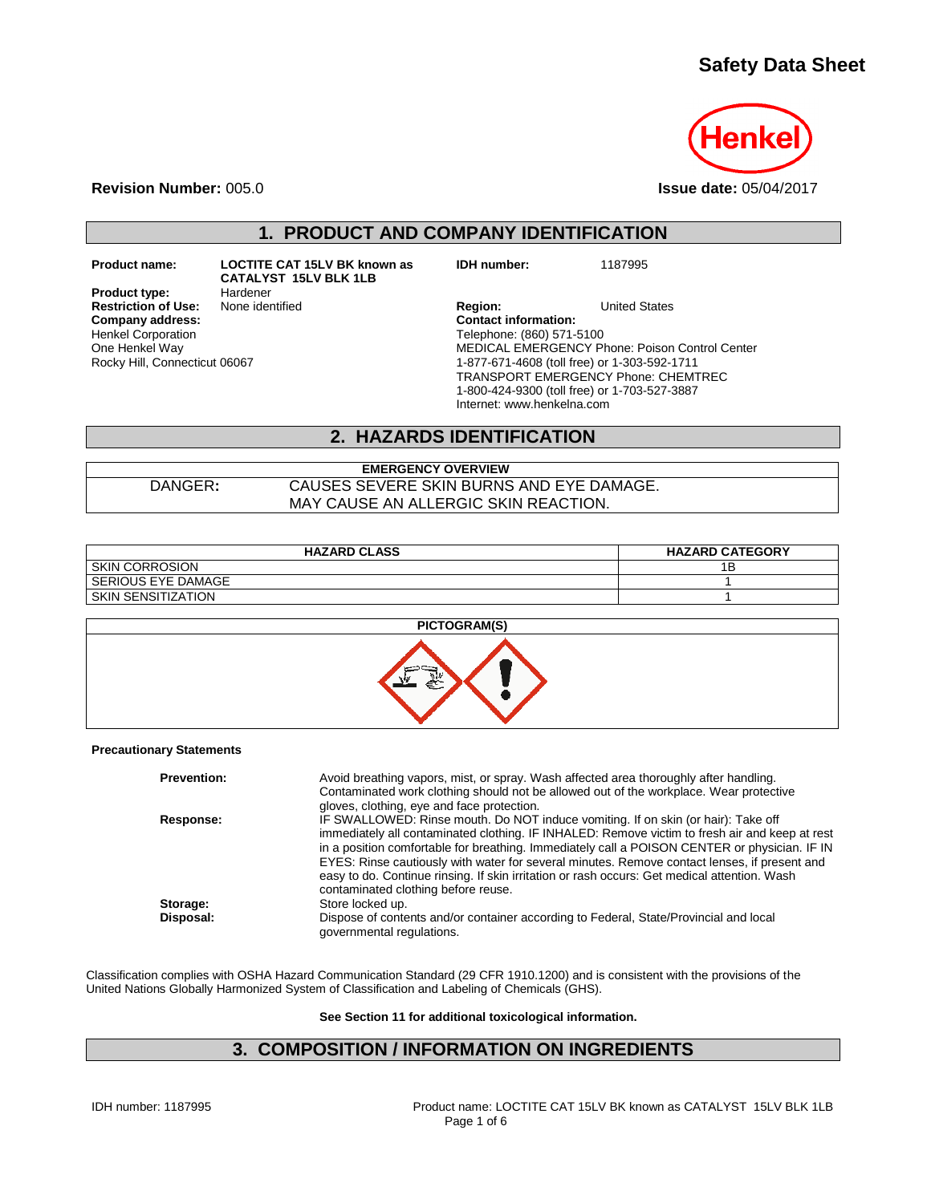# Safety Data Sheet

**Revision Number:** 005.0

**Issue date:** 05/04/2017

## 1. PRODUCT AND COMPANY IDENTIFICATION

**Product name:** LOCTITE CAT 15LV BK known as CATALYST 15LV BLK 1LB

**IDH number:** 1187995

**Product type:** Hardener

**Restriction of Use:** None identified

**Region:** United States

**Company address:**
Henkel Corporation
One Henkel Way
Rocky Hill, Connecticut 06067

**Contact information:**
Telephone: (860) 571-5100
MEDICAL EMERGENCY Phone: Poison Control Center
1-877-671-4608 (toll free) or 1-303-592-1711
TRANSPORT EMERGENCY Phone: CHEMTREC
1-800-424-9300 (toll free) or 1-703-527-3887
Internet: www.henkelna.com

## 2. HAZARDS IDENTIFICATION

| EMERGENCY OVERVIEW | |
|---|---|
| DANGER: | CAUSES SEVERE SKIN BURNS AND EYE DAMAGE. MAY CAUSE AN ALLERGIC SKIN REACTION. |

| HAZARD CLASS | HAZARD CATEGORY |
|---|---|
| SKIN CORROSION | 1B |
| SERIOUS EYE DAMAGE | 1 |
| SKIN SENSITIZATION | 1 |

**PICTOGRAM(S)**

**Precautionary Statements**

**Prevention:** Avoid breathing vapors, mist, or spray. Wash affected area thoroughly after handling. Contaminated work clothing should not be allowed out of the workplace. Wear protective gloves, clothing, eye and face protection.

**Response:** IF SWALLOWED: Rinse mouth. Do NOT induce vomiting. If on skin (or hair): Take off immediately all contaminated clothing. IF INHALED: Remove victim to fresh air and keep at rest in a position comfortable for breathing. Immediately call a POISON CENTER or physician. IF IN EYES: Rinse cautiously with water for several minutes. Remove contact lenses, if present and easy to do. Continue rinsing. If skin irritation or rash occurs: Get medical attention. Wash contaminated clothing before reuse.

**Storage:** Store locked up.

**Disposal:** Dispose of contents and/or container according to Federal, State/Provincial and local governmental regulations.

Classification complies with OSHA Hazard Communication Standard (29 CFR 1910.1200) and is consistent with the provisions of the United Nations Globally Harmonized System of Classification and Labeling of Chemicals (GHS).

**See Section 11 for additional toxicological information.**

## 3. COMPOSITION / INFORMATION ON INGREDIENTS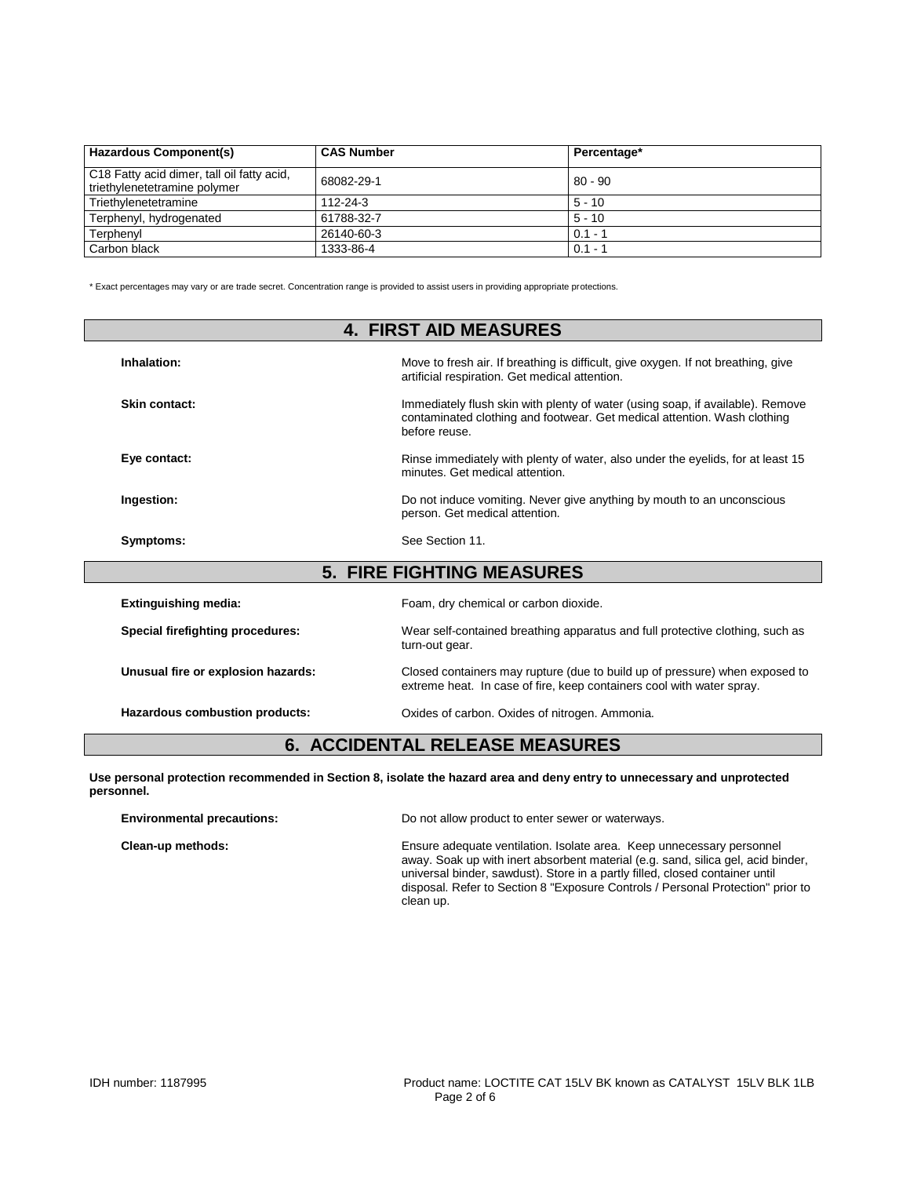| Hazardous Component(s) | CAS Number | Percentage* |
|---|---|---|
| C18 Fatty acid dimer, tall oil fatty acid, triethylenetetramine polymer | 68082-29-1 | 80 - 90 |
| Triethylenetetramine | 112-24-3 | 5 - 10 |
| Terphenyl, hydrogenated | 61788-32-7 | 5 - 10 |
| Terphenyl | 26140-60-3 | 0.1 - 1 |
| Carbon black | 1333-86-4 | 0.1 - 1 |

\* Exact percentages may vary or are trade secret. Concentration range is provided to assist users in providing appropriate protections.

## 4. FIRST AID MEASURES

**Inhalation:** Move to fresh air. If breathing is difficult, give oxygen. If not breathing, give artificial respiration. Get medical attention.

**Skin contact:** Immediately flush skin with plenty of water (using soap, if available). Remove contaminated clothing and footwear. Get medical attention. Wash clothing before reuse.

**Eye contact:** Rinse immediately with plenty of water, also under the eyelids, for at least 15 minutes. Get medical attention.

**Ingestion:** Do not induce vomiting. Never give anything by mouth to an unconscious person. Get medical attention.

**Symptoms:** See Section 11.

## 5. FIRE FIGHTING MEASURES

**Extinguishing media:** Foam, dry chemical or carbon dioxide.

**Special firefighting procedures:** Wear self-contained breathing apparatus and full protective clothing, such as turn-out gear.

**Unusual fire or explosion hazards:** Closed containers may rupture (due to build up of pressure) when exposed to extreme heat. In case of fire, keep containers cool with water spray.

**Hazardous combustion products:** Oxides of carbon. Oxides of nitrogen. Ammonia.

## 6. ACCIDENTAL RELEASE MEASURES

**Use personal protection recommended in Section 8, isolate the hazard area and deny entry to unnecessary and unprotected personnel.**

**Environmental precautions:** Do not allow product to enter sewer or waterways.

**Clean-up methods:** Ensure adequate ventilation. Isolate area. Keep unnecessary personnel away. Soak up with inert absorbent material (e.g. sand, silica gel, acid binder, universal binder, sawdust). Store in a partly filled, closed container until disposal. Refer to Section 8 "Exposure Controls / Personal Protection" prior to clean up.

IDH number: 1187995

Product name: LOCTITE CAT 15LV BK known as CATALYST 15LV BLK 1LB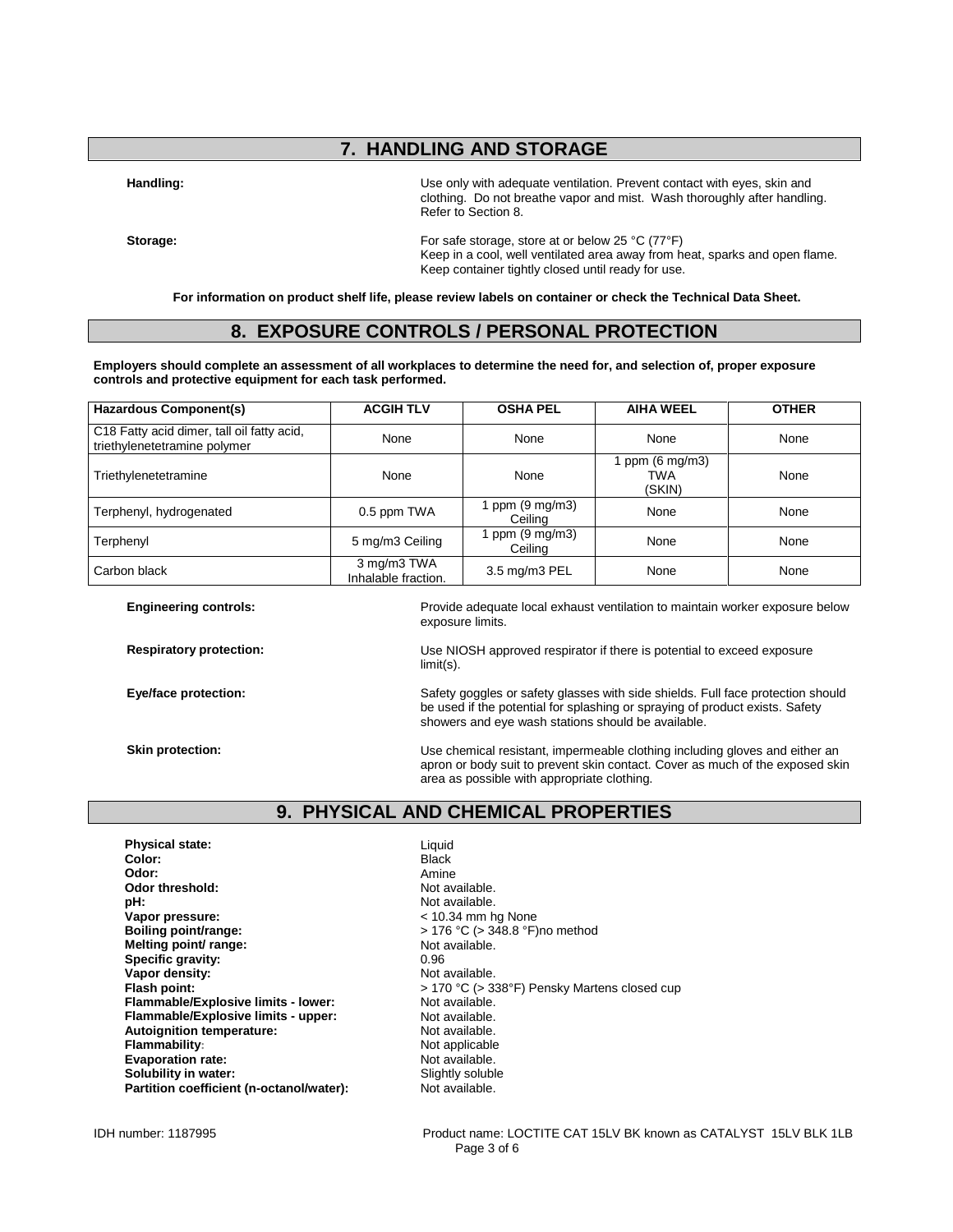## 7. HANDLING AND STORAGE

**Handling:** Use only with adequate ventilation. Prevent contact with eyes, skin and clothing. Do not breathe vapor and mist. Wash thoroughly after handling. Refer to Section 8.

**Storage:** For safe storage, store at or below 25 °C (77°F)
Keep in a cool, well ventilated area away from heat, sparks and open flame.
Keep container tightly closed until ready for use.

**For information on product shelf life, please review labels on container or check the Technical Data Sheet.**

## 8. EXPOSURE CONTROLS / PERSONAL PROTECTION

**Employers should complete an assessment of all workplaces to determine the need for, and selection of, proper exposure controls and protective equipment for each task performed.**

| Hazardous Component(s) | ACGIH TLV | OSHA PEL | AIHA WEEL | OTHER |
|---|---|---|---|---|
| C18 Fatty acid dimer, tall oil fatty acid, triethylenetetramine polymer | None | None | None | None |
| Triethylenetetramine | None | None | 1 ppm (6 mg/m3) TWA (SKIN) | None |
| Terphenyl, hydrogenated | 0.5 ppm TWA | 1 ppm (9 mg/m3) Ceiling | None | None |
| Terphenyl | 5 mg/m3 Ceiling | 1 ppm (9 mg/m3) Ceiling | None | None |
| Carbon black | 3 mg/m3 TWA Inhalable fraction. | 3.5 mg/m3 PEL | None | None |

**Engineering controls:** Provide adequate local exhaust ventilation to maintain worker exposure below exposure limits.

**Respiratory protection:** Use NIOSH approved respirator if there is potential to exceed exposure limit(s).

**Eye/face protection:** Safety goggles or safety glasses with side shields. Full face protection should be used if the potential for splashing or spraying of product exists. Safety showers and eye wash stations should be available.

**Skin protection:** Use chemical resistant, impermeable clothing including gloves and either an apron or body suit to prevent skin contact. Cover as much of the exposed skin area as possible with appropriate clothing.

## 9. PHYSICAL AND CHEMICAL PROPERTIES

**Physical state:** Liquid
**Color:** Black
**Odor:** Amine
**Odor threshold:** Not available.
**pH:** Not available.
**Vapor pressure:** < 10.34 mm hg None
**Boiling point/range:** > 176 °C (> 348.8 °F)no method
**Melting point/ range:** Not available.
**Specific gravity:** 0.96
**Vapor density:** Not available.
**Flash point:** > 170 °C (> 338°F) Pensky Martens closed cup
**Flammable/Explosive limits - lower:** Not available.
**Flammable/Explosive limits - upper:** Not available.
**Autoignition temperature:** Not available.
**Flammability:** Not applicable
**Evaporation rate:** Not available.
**Solubility in water:** Slightly soluble
**Partition coefficient (n-octanol/water):** Not available.

IDH number: 1187995 Product name: LOCTITE CAT 15LV BK known as CATALYST 15LV BLK 1LB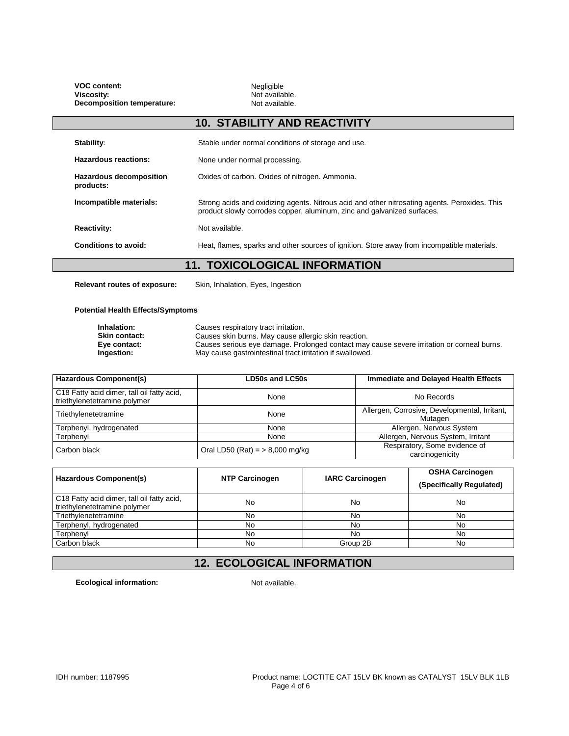**VOC content:** Negligible
**Viscosity:** Not available.
**Decomposition temperature:** Not available.

## 10. STABILITY AND REACTIVITY

**Stability:** Stable under normal conditions of storage and use.

**Hazardous reactions:** None under normal processing.

**Hazardous decomposition products:** Oxides of carbon. Oxides of nitrogen. Ammonia.

**Incompatible materials:** Strong acids and oxidizing agents. Nitrous acid and other nitrosating agents. Peroxides. This product slowly corrodes copper, aluminum, zinc and galvanized surfaces.

**Reactivity:** Not available.

**Conditions to avoid:** Heat, flames, sparks and other sources of ignition. Store away from incompatible materials.

## 11. TOXICOLOGICAL INFORMATION

**Relevant routes of exposure:** Skin, Inhalation, Eyes, Ingestion

**Potential Health Effects/Symptoms**

**Inhalation:** Causes respiratory tract irritation.
**Skin contact:** Causes skin burns. May cause allergic skin reaction.
**Eye contact:** Causes serious eye damage. Prolonged contact may cause severe irritation or corneal burns.
**Ingestion:** May cause gastrointestinal tract irritation if swallowed.

| Hazardous Component(s) | LD50s and LC50s | Immediate and Delayed Health Effects |
|---|---|---|
| C18 Fatty acid dimer, tall oil fatty acid, triethylenetetramine polymer | None | No Records |
| Triethylenetetramine | None | Allergen, Corrosive, Developmental, Irritant, Mutagen |
| Terphenyl, hydrogenated | None | Allergen, Nervous System |
| Terphenyl | None | Allergen, Nervous System, Irritant |
| Carbon black | Oral LD50 (Rat) = > 8,000 mg/kg | Respiratory, Some evidence of carcinogenicity |

| Hazardous Component(s) | NTP Carcinogen | IARC Carcinogen | OSHA Carcinogen (Specifically Regulated) |
|---|---|---|---|
| C18 Fatty acid dimer, tall oil fatty acid, triethylenetetramine polymer | No | No | No |
| Triethylenetetramine | No | No | No |
| Terphenyl, hydrogenated | No | No | No |
| Terphenyl | No | No | No |
| Carbon black | No | Group 2B | No |

## 12. ECOLOGICAL INFORMATION

**Ecological information:** Not available.

IDH number: 1187995

Product name: LOCTITE CAT 15LV BK known as CATALYST 15LV BLK 1LB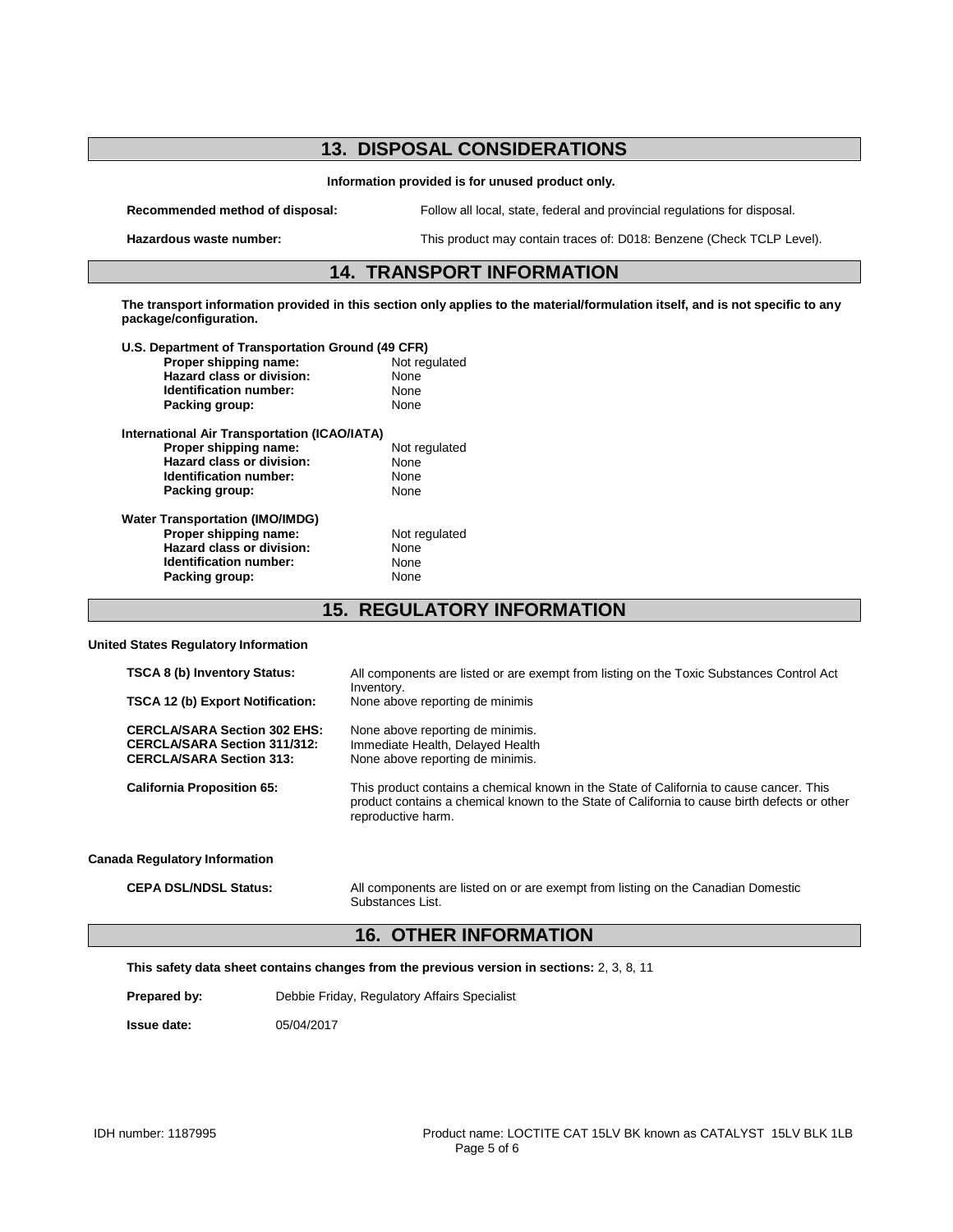## 13. DISPOSAL CONSIDERATIONS

**Information provided is for unused product only.**

| | |
|---|---|
| **Recommended method of disposal:** | Follow all local, state, federal and provincial regulations for disposal. |
| **Hazardous waste number:** | This product may contain traces of: D018: Benzene (Check TCLP Level). |

## 14. TRANSPORT INFORMATION

**The transport information provided in this section only applies to the material/formulation itself, and is not specific to any package/configuration.**

**U.S. Department of Transportation Ground (49 CFR)**

| | |
|---|---|
| **Proper shipping name:** | Not regulated |
| **Hazard class or division:** | None |
| **Identification number:** | None |
| **Packing group:** | None |

**International Air Transportation (ICAO/IATA)**

| | |
|---|---|
| **Proper shipping name:** | Not regulated |
| **Hazard class or division:** | None |
| **Identification number:** | None |
| **Packing group:** | None |

**Water Transportation (IMO/IMDG)**

| | |
|---|---|
| **Proper shipping name:** | Not regulated |
| **Hazard class or division:** | None |
| **Identification number:** | None |
| **Packing group:** | None |

## 15. REGULATORY INFORMATION

**United States Regulatory Information**

| | |
|---|---|
| **TSCA 8 (b) Inventory Status:** | All components are listed or are exempt from listing on the Toxic Substances Control Act Inventory. |
| **TSCA 12 (b) Export Notification:** | None above reporting de minimis |
| **CERCLA/SARA Section 302 EHS:** | None above reporting de minimis. |
| **CERCLA/SARA Section 311/312:** | Immediate Health, Delayed Health |
| **CERCLA/SARA Section 313:** | None above reporting de minimis. |
| **California Proposition 65:** | This product contains a chemical known in the State of California to cause cancer. This product contains a chemical known to the State of California to cause birth defects or other reproductive harm. |

**Canada Regulatory Information**

| | |
|---|---|
| **CEPA DSL/NDSL Status:** | All components are listed on or are exempt from listing on the Canadian Domestic Substances List. |

## 16. OTHER INFORMATION

**This safety data sheet contains changes from the previous version in sections:** 2, 3, 8, 11

**Prepared by:** Debbie Friday, Regulatory Affairs Specialist

**Issue date:** 05/04/2017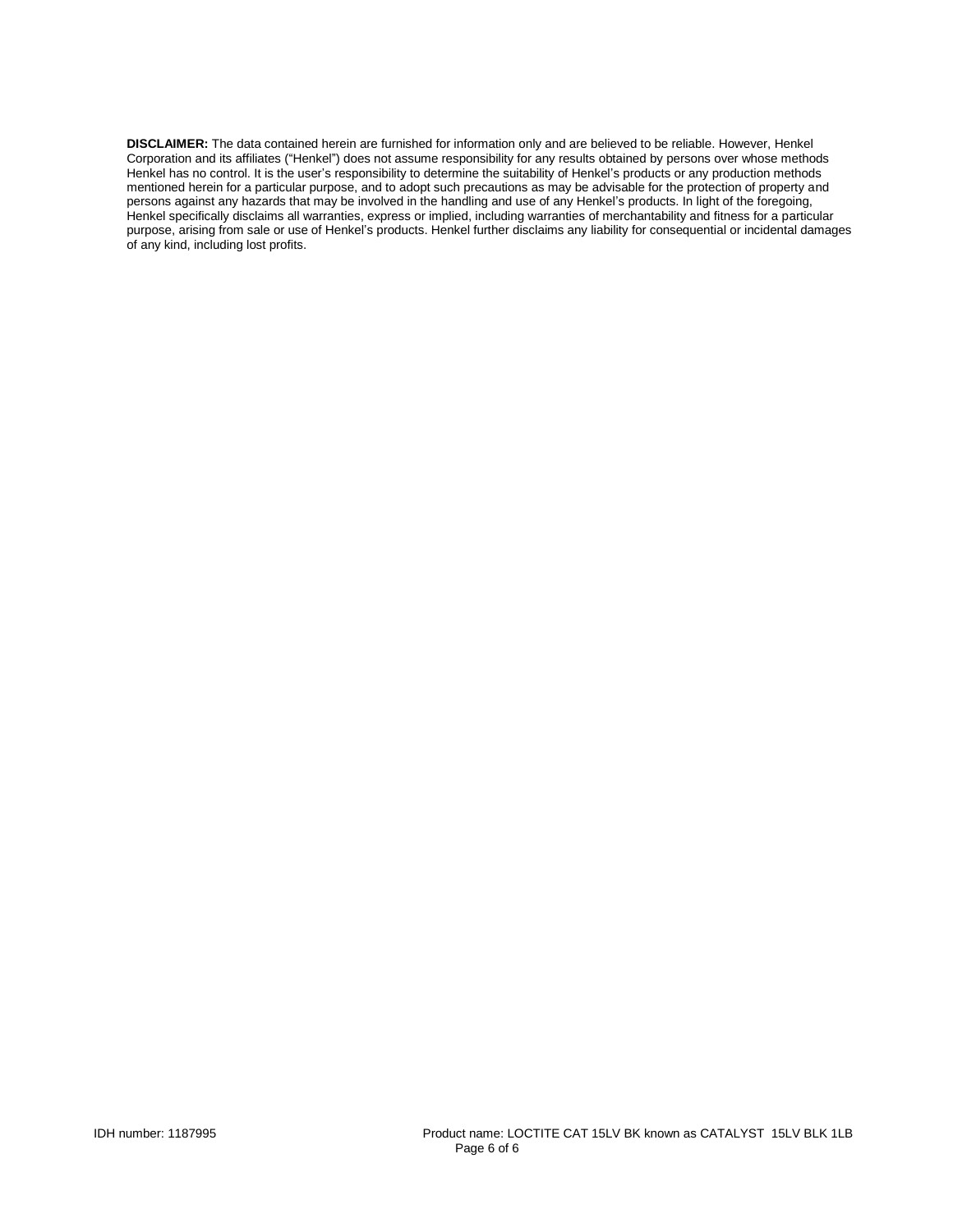**DISCLAIMER:** The data contained herein are furnished for information only and are believed to be reliable. However, Henkel Corporation and its affiliates ("Henkel") does not assume responsibility for any results obtained by persons over whose methods Henkel has no control. It is the user's responsibility to determine the suitability of Henkel's products or any production methods mentioned herein for a particular purpose, and to adopt such precautions as may be advisable for the protection of property and persons against any hazards that may be involved in the handling and use of any Henkel's products. In light of the foregoing, Henkel specifically disclaims all warranties, express or implied, including warranties of merchantability and fitness for a particular purpose, arising from sale or use of Henkel's products. Henkel further disclaims any liability for consequential or incidental damages of any kind, including lost profits.